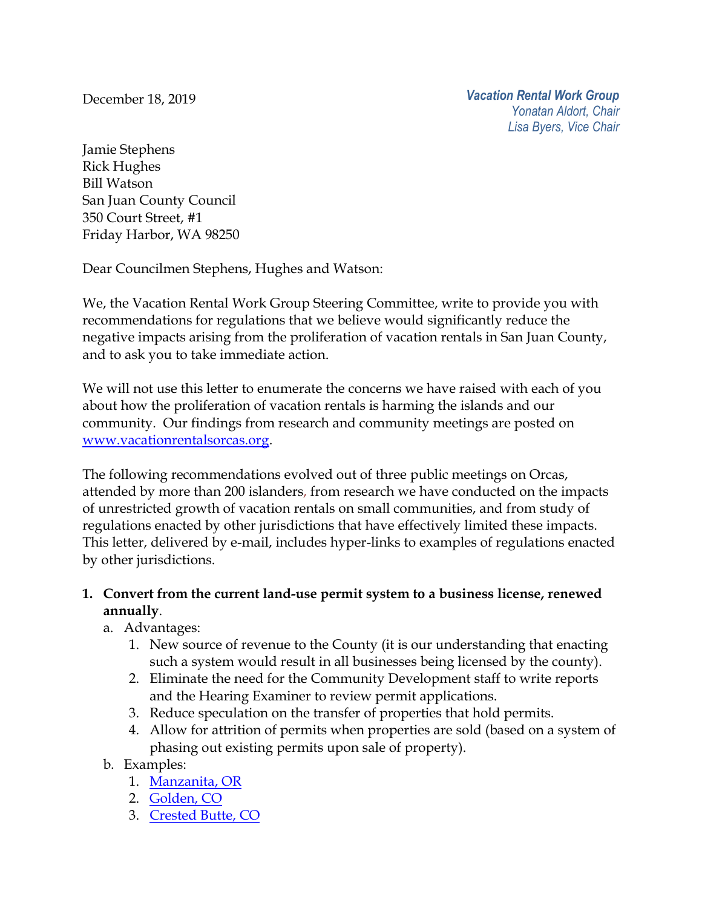December 18, 2019

***Vacation Rental Work Group***
*Yonatan Aldort, Chair*
*Lisa Byers, Vice Chair*

Jamie Stephens
Rick Hughes
Bill Watson
San Juan County Council
350 Court Street, #1
Friday Harbor, WA 98250

Dear Councilmen Stephens, Hughes and Watson:

We, the Vacation Rental Work Group Steering Committee, write to provide you with recommendations for regulations that we believe would significantly reduce the negative impacts arising from the proliferation of vacation rentals in San Juan County, and to ask you to take immediate action.

We will not use this letter to enumerate the concerns we have raised with each of you about how the proliferation of vacation rentals is harming the islands and our community. Our findings from research and community meetings are posted on [www.vacationrentalsorcas.org](www.vacationrentalsorcas.org).

The following recommendations evolved out of three public meetings on Orcas, attended by more than 200 islanders, from research we have conducted on the impacts of unrestricted growth of vacation rentals on small communities, and from study of regulations enacted by other jurisdictions that have effectively limited these impacts. This letter, delivered by e-mail, includes hyper-links to examples of regulations enacted by other jurisdictions.

1. **Convert from the current land-use permit system to a business license, renewed annually**.
   a. Advantages:
      1. New source of revenue to the County (it is our understanding that enacting such a system would result in all businesses being licensed by the county).
      2. Eliminate the need for the Community Development staff to write reports and the Hearing Examiner to review permit applications.
      3. Reduce speculation on the transfer of properties that hold permits.
      4. Allow for attrition of permits when properties are sold (based on a system of phasing out existing permits upon sale of property).
   b. Examples:
      1. Manzanita, OR
      2. Golden, CO
      3. Crested Butte, CO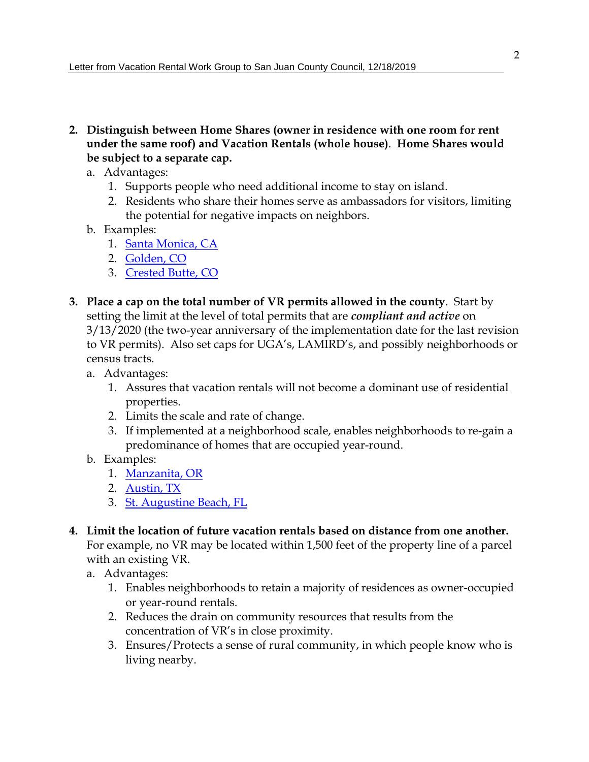2. **Distinguish between Home Shares (owner in residence with one room for rent under the same roof) and Vacation Rentals (whole house)**. **Home Shares would be subject to a separate cap.**
   a. Advantages:
      1. Supports people who need additional income to stay on island.
      2. Residents who share their homes serve as ambassadors for visitors, limiting the potential for negative impacts on neighbors.
   b. Examples:
      1. Santa Monica, CA
      2. Golden, CO
      3. Crested Butte, CO

3. **Place a cap on the total number of VR permits allowed in the county**. Start by setting the limit at the level of total permits that are ***compliant and active*** on 3/13/2020 (the two-year anniversary of the implementation date for the last revision to VR permits). Also set caps for UGA's, LAMIRD's, and possibly neighborhoods or census tracts.
   a. Advantages:
      1. Assures that vacation rentals will not become a dominant use of residential properties.
      2. Limits the scale and rate of change.
      3. If implemented at a neighborhood scale, enables neighborhoods to re-gain a predominance of homes that are occupied year-round.
   b. Examples:
      1. Manzanita, OR
      2. Austin, TX
      3. St. Augustine Beach, FL

4. **Limit the location of future vacation rentals based on distance from one another.** For example, no VR may be located within 1,500 feet of the property line of a parcel with an existing VR.
   a. Advantages:
      1. Enables neighborhoods to retain a majority of residences as owner-occupied or year-round rentals.
      2. Reduces the drain on community resources that results from the concentration of VR's in close proximity.
      3. Ensures/Protects a sense of rural community, in which people know who is living nearby.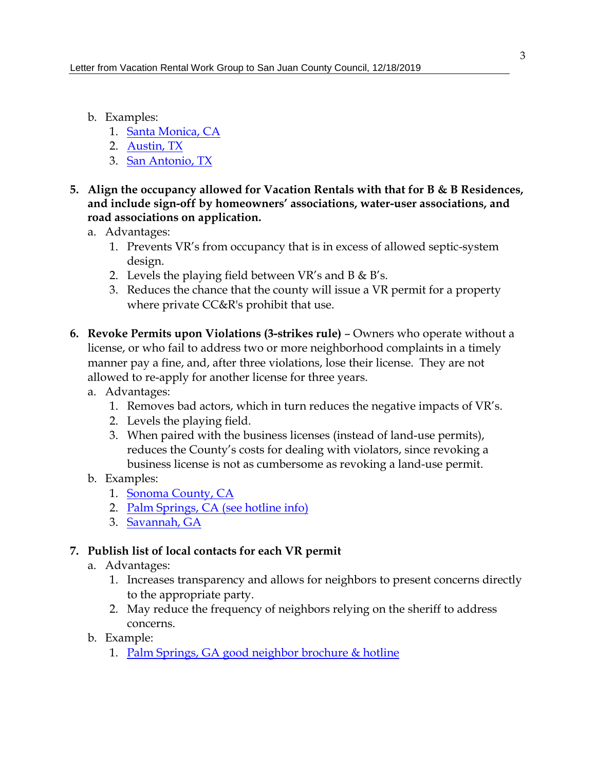b. Examples:
   1. Santa Monica, CA
   2. Austin, TX
   3. San Antonio, TX

5. **Align the occupancy allowed for Vacation Rentals with that for B & B Residences, and include sign-off by homeowners' associations, water-user associations, and road associations on application.**
   a. Advantages:
      1. Prevents VR's from occupancy that is in excess of allowed septic-system design.
      2. Levels the playing field between VR's and B & B's.
      3. Reduces the chance that the county will issue a VR permit for a property where private CC&R's prohibit that use.

6. **Revoke Permits upon Violations (3-strikes rule)** – Owners who operate without a license, or who fail to address two or more neighborhood complaints in a timely manner pay a fine, and, after three violations, lose their license. They are not allowed to re-apply for another license for three years.
   a. Advantages:
      1. Removes bad actors, which in turn reduces the negative impacts of VR's.
      2. Levels the playing field.
      3. When paired with the business licenses (instead of land-use permits), reduces the County's costs for dealing with violators, since revoking a business license is not as cumbersome as revoking a land-use permit.
   b. Examples:
      1. Sonoma County, CA
      2. Palm Springs, CA (see hotline info)
      3. Savannah, GA

7. **Publish list of local contacts for each VR permit**
   a. Advantages:
      1. Increases transparency and allows for neighbors to present concerns directly to the appropriate party.
      2. May reduce the frequency of neighbors relying on the sheriff to address concerns.
   b. Example:
      1. Palm Springs, GA good neighbor brochure & hotline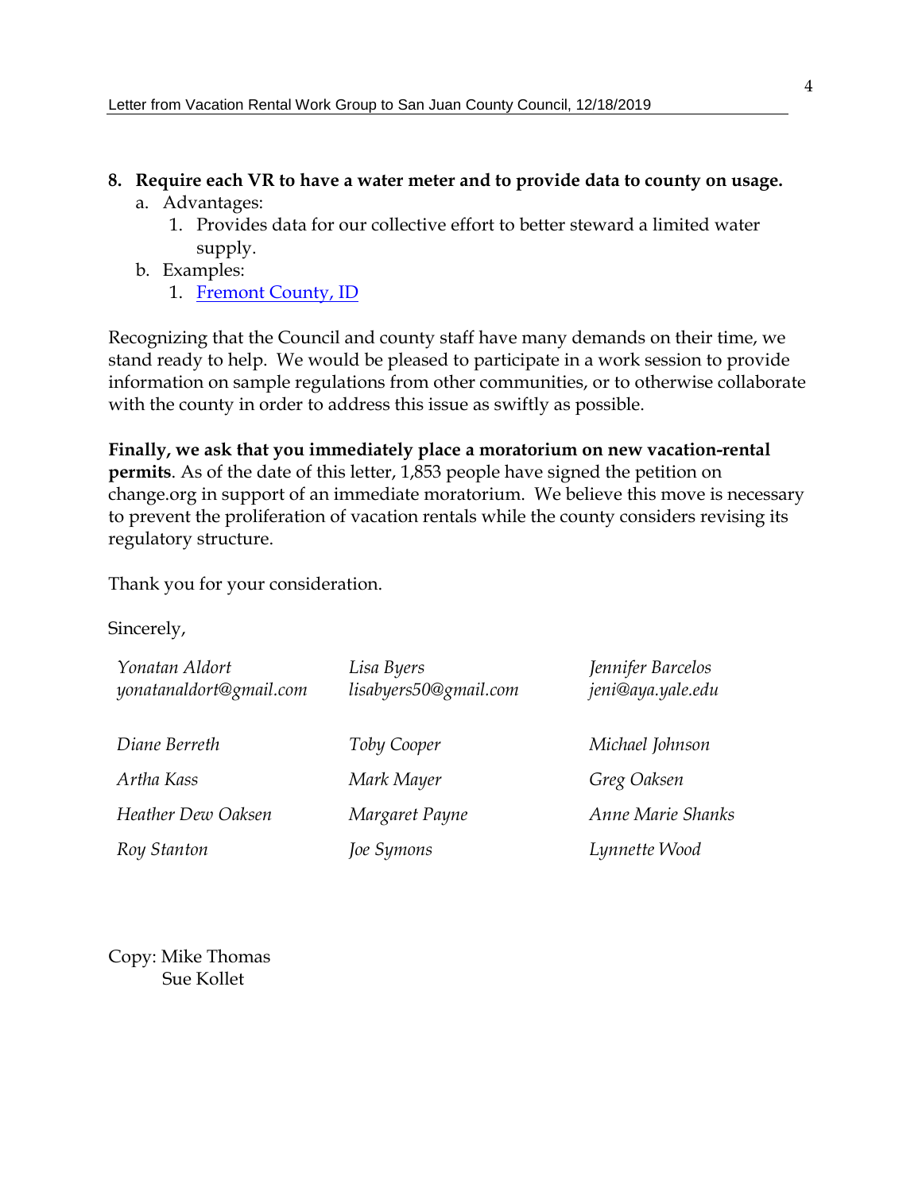8. **Require each VR to have a water meter and to provide data to county on usage.**
   a. Advantages:
      1. Provides data for our collective effort to better steward a limited water supply.
   b. Examples:
      1. Fremont County, ID

Recognizing that the Council and county staff have many demands on their time, we stand ready to help. We would be pleased to participate in a work session to provide information on sample regulations from other communities, or to otherwise collaborate with the county in order to address this issue as swiftly as possible.

**Finally, we ask that you immediately place a moratorium on new vacation-rental permits**. As of the date of this letter, 1,853 people have signed the petition on change.org in support of an immediate moratorium. We believe this move is necessary to prevent the proliferation of vacation rentals while the county considers revising its regulatory structure.

Thank you for your consideration.

Sincerely,

| | | |
|---|---|---|
| *Yonatan Aldort* *yonatanaldort@gmail.com* | *Lisa Byers* *lisabyers50@gmail.com* | *Jennifer Barcelos* *jeni@aya.yale.edu* |
| *Diane Berreth* | *Toby Cooper* | *Michael Johnson* |
| *Artha Kass* | *Mark Mayer* | *Greg Oaksen* |
| *Heather Dew Oaksen* | *Margaret Payne* | *Anne Marie Shanks* |
| *Roy Stanton* | *Joe Symons* | *Lynnette Wood* |

Copy: Mike Thomas
Sue Kollet